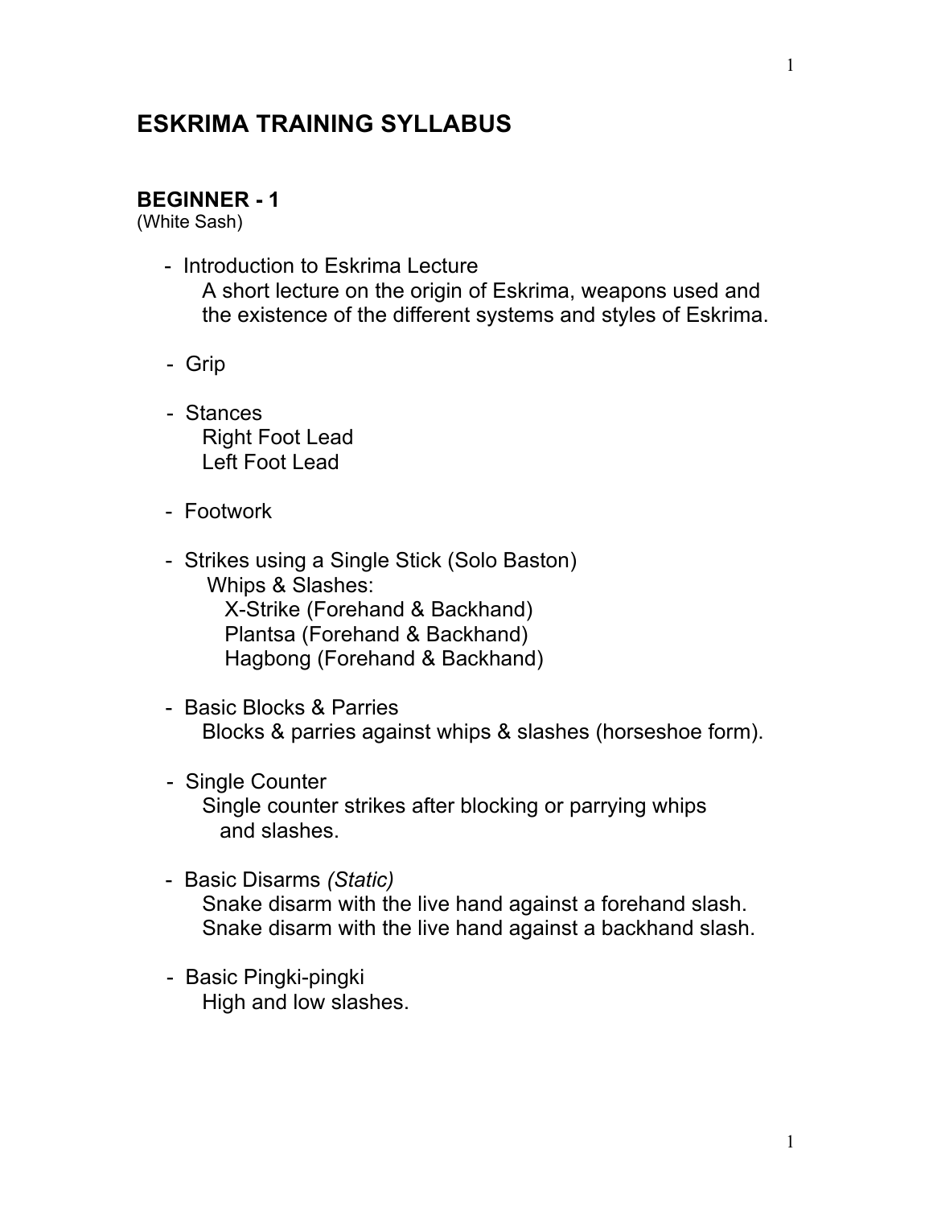# ESKRIMA TRAINING SYLLABUS

## BEGINNER - 1
(White Sash)

- Introduction to Eskrima Lecture
  A short lecture on the origin of Eskrima, weapons used and the existence of the different systems and styles of Eskrima.

- Grip

- Stances
  Right Foot Lead
  Left Foot Lead

- Footwork

- Strikes using a Single Stick (Solo Baston)
  Whips & Slashes:
  X-Strike (Forehand & Backhand)
  Plantsa (Forehand & Backhand)
  Hagbong (Forehand & Backhand)

- Basic Blocks & Parries
  Blocks & parries against whips & slashes (horseshoe form).

- Single Counter
  Single counter strikes after blocking or parrying whips and slashes.

- Basic Disarms *(Static)*
  Snake disarm with the live hand against a forehand slash.
  Snake disarm with the live hand against a backhand slash.

- Basic Pingki-pingki
  High and low slashes.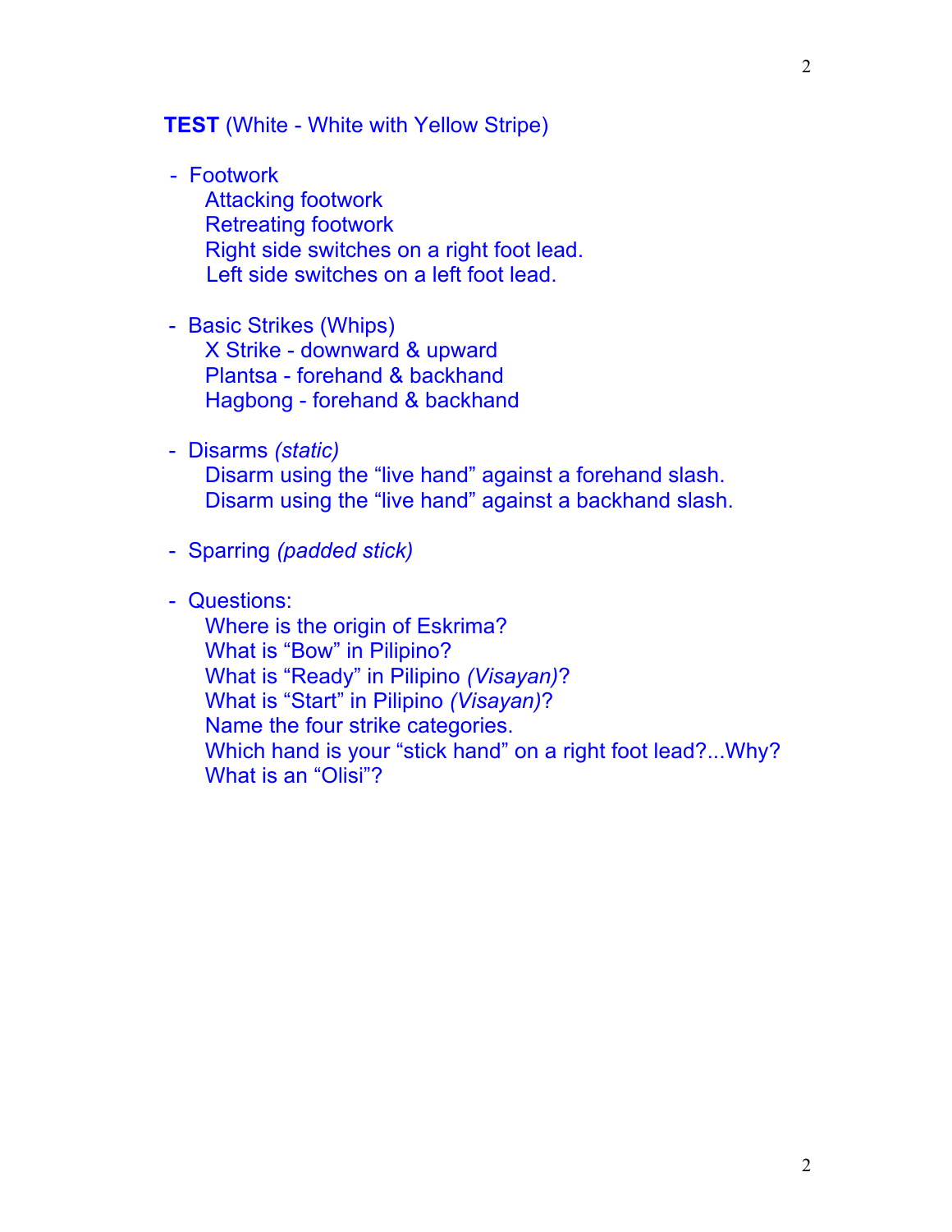**TEST** (White - White with Yellow Stripe)

- Footwork
  - Attacking footwork
  - Retreating footwork
  - Right side switches on a right foot lead.
  - Left side switches on a left foot lead.

- Basic Strikes (Whips)
  - X Strike - downward & upward
  - Plantsa - forehand & backhand
  - Hagbong - forehand & backhand

- Disarms *(static)*
  - Disarm using the “live hand” against a forehand slash.
  - Disarm using the “live hand” against a backhand slash.

- Sparring *(padded stick)*

- Questions:
  - Where is the origin of Eskrima?
  - What is “Bow” in Pilipino?
  - What is “Ready” in Pilipino *(Visayan)*?
  - What is “Start” in Pilipino *(Visayan)*?
  - Name the four strike categories.
  - Which hand is your “stick hand” on a right foot lead?...Why?
  - What is an “Olisi”?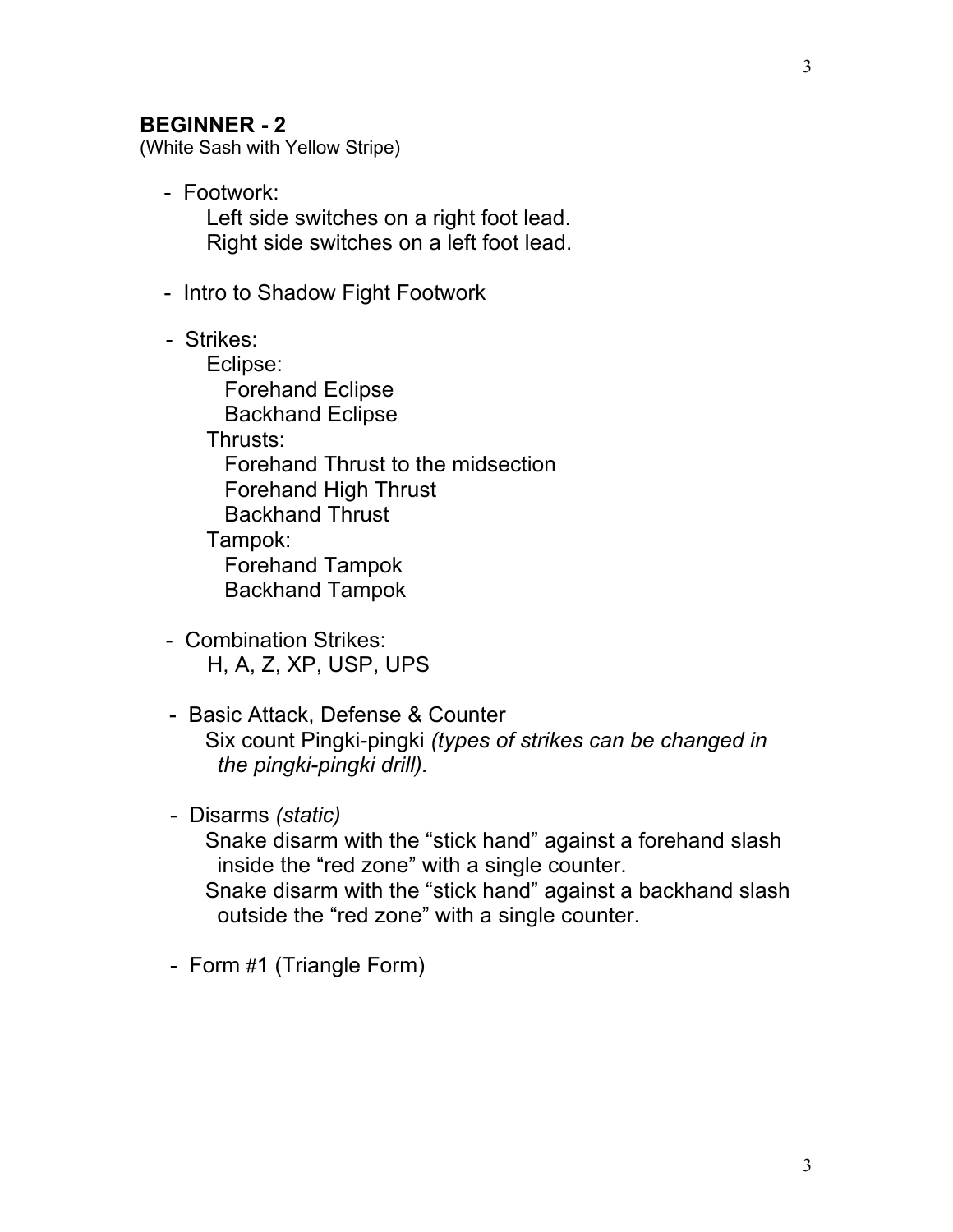## BEGINNER - 2

(White Sash with Yellow Stripe)

- Footwork:
  - Left side switches on a right foot lead.
  - Right side switches on a left foot lead.
- Intro to Shadow Fight Footwork
- Strikes:
  - Eclipse:
    - Forehand Eclipse
    - Backhand Eclipse
  - Thrusts:
    - Forehand Thrust to the midsection
    - Forehand High Thrust
    - Backhand Thrust
  - Tampok:
    - Forehand Tampok
    - Backhand Tampok
- Combination Strikes:
  - H, A, Z, XP, USP, UPS
- Basic Attack, Defense & Counter
  - Six count Pingki-pingki *(types of strikes can be changed in the pingki-pingki drill).*
- Disarms *(static)*
  - Snake disarm with the “stick hand” against a forehand slash inside the “red zone” with a single counter.
  - Snake disarm with the “stick hand” against a backhand slash outside the “red zone” with a single counter.
- Form #1 (Triangle Form)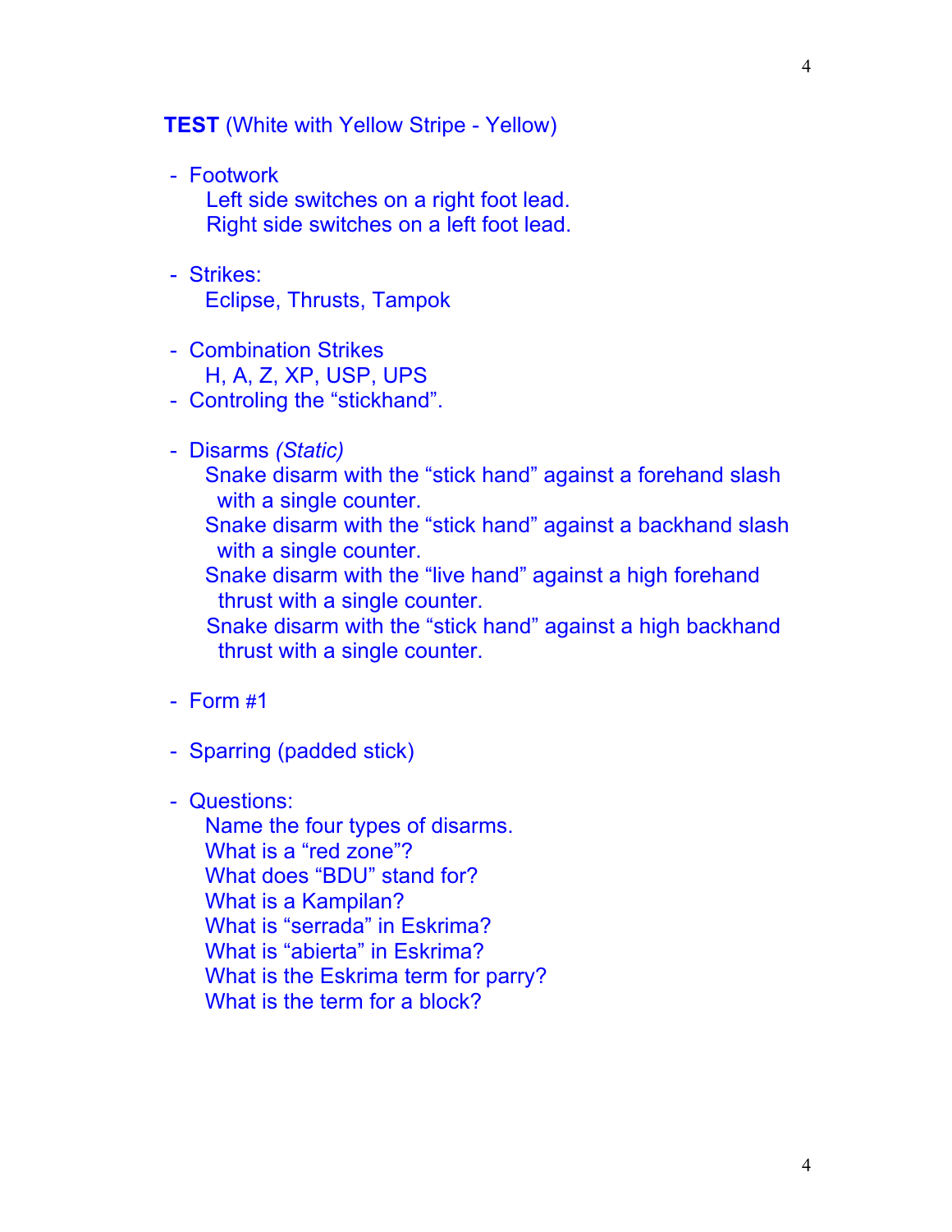**TEST** (White with Yellow Stripe - Yellow)

- Footwork
  - Left side switches on a right foot lead.
  - Right side switches on a left foot lead.
- Strikes:
  - Eclipse, Thrusts, Tampok
- Combination Strikes
  - H, A, Z, XP, USP, UPS
- Controling the “stickhand”.
- Disarms *(Static)*
  - Snake disarm with the “stick hand” against a forehand slash with a single counter.
  - Snake disarm with the “stick hand” against a backhand slash with a single counter.
  - Snake disarm with the “live hand” against a high forehand thrust with a single counter.
  - Snake disarm with the “stick hand” against a high backhand thrust with a single counter.
- Form #1
- Sparring (padded stick)
- Questions:
  - Name the four types of disarms.
  - What is a “red zone”?
  - What does “BDU” stand for?
  - What is a Kampilan?
  - What is “serrada” in Eskrima?
  - What is “abierta” in Eskrima?
  - What is the Eskrima term for parry?
  - What is the term for a block?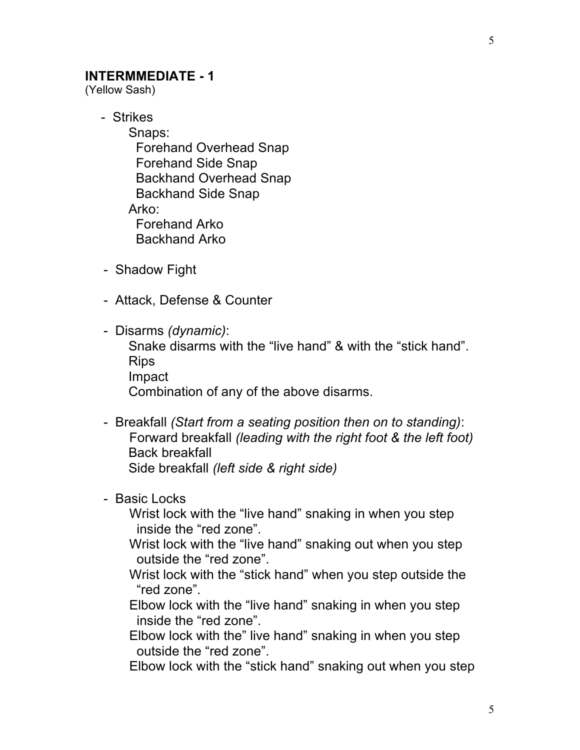**INTERMMEDIATE - 1**

(Yellow Sash)

- Strikes
  - Snaps:
    - Forehand Overhead Snap
    - Forehand Side Snap
    - Backhand Overhead Snap
    - Backhand Side Snap
  - Arko:
    - Forehand Arko
    - Backhand Arko

- Shadow Fight

- Attack, Defense & Counter

- Disarms *(dynamic)*:
  - Snake disarms with the "live hand" & with the "stick hand".
  - Rips
  - Impact
  - Combination of any of the above disarms.

- Breakfall *(Start from a seating position then on to standing)*:
  - Forward breakfall *(leading with the right foot & the left foot)*
  - Back breakfall
  - Side breakfall *(left side & right side)*

- Basic Locks
  - Wrist lock with the "live hand" snaking in when you step inside the "red zone".
  - Wrist lock with the "live hand" snaking out when you step outside the "red zone".
  - Wrist lock with the "stick hand" when you step outside the "red zone".
  - Elbow lock with the "live hand" snaking in when you step inside the "red zone".
  - Elbow lock with the" live hand" snaking in when you step outside the "red zone".
  - Elbow lock with the "stick hand" snaking out when you step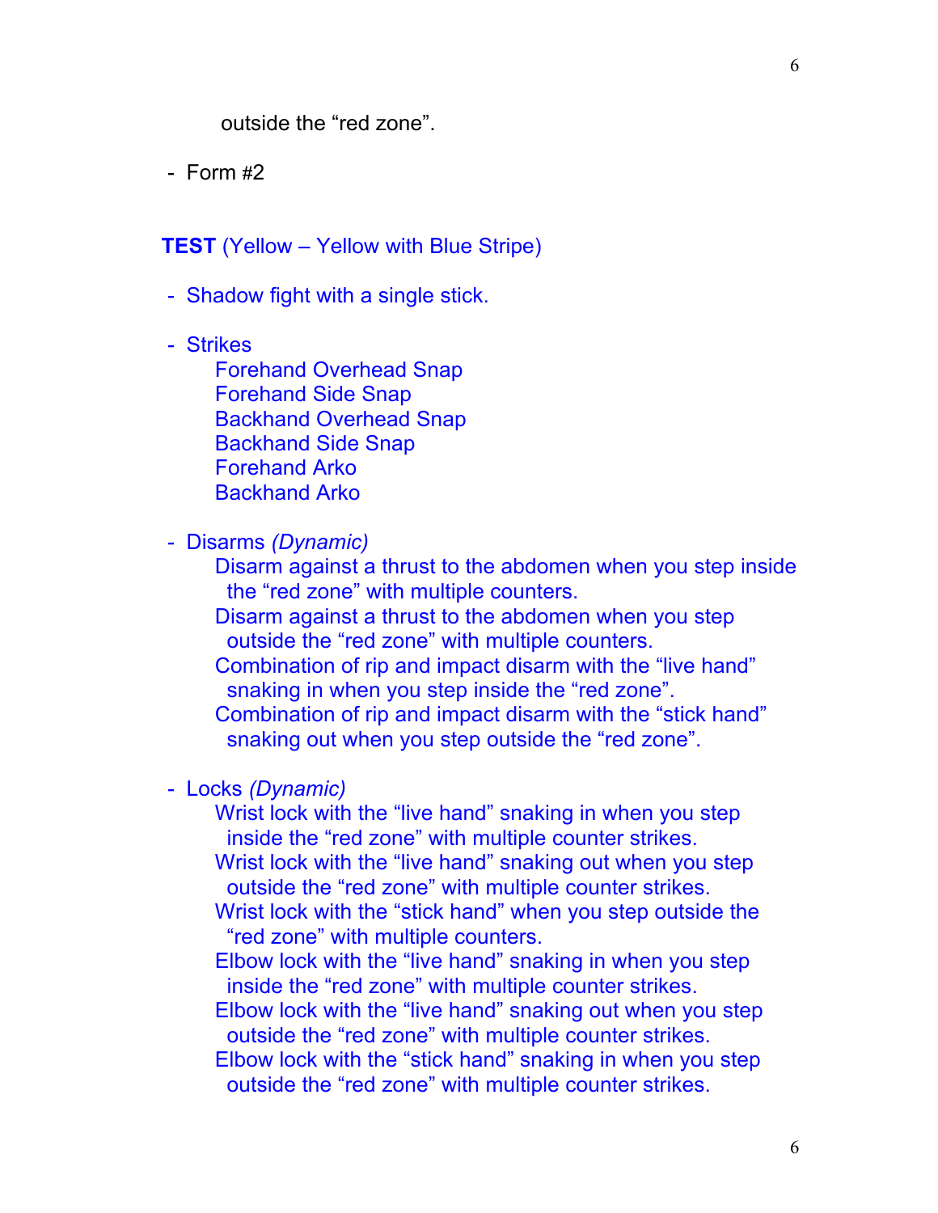outside the "red zone".

- Form #2

**TEST** (Yellow – Yellow with Blue Stripe)

- Shadow fight with a single stick.

- Strikes
  - Forehand Overhead Snap
  - Forehand Side Snap
  - Backhand Overhead Snap
  - Backhand Side Snap
  - Forehand Arko
  - Backhand Arko

- Disarms *(Dynamic)*
  - Disarm against a thrust to the abdomen when you step inside the "red zone" with multiple counters.
  - Disarm against a thrust to the abdomen when you step outside the "red zone" with multiple counters.
  - Combination of rip and impact disarm with the "live hand" snaking in when you step inside the "red zone".
  - Combination of rip and impact disarm with the "stick hand" snaking out when you step outside the "red zone".

- Locks *(Dynamic)*
  - Wrist lock with the "live hand" snaking in when you step inside the "red zone" with multiple counter strikes.
  - Wrist lock with the "live hand" snaking out when you step outside the "red zone" with multiple counter strikes.
  - Wrist lock with the "stick hand" when you step outside the "red zone" with multiple counters.
  - Elbow lock with the "live hand" snaking in when you step inside the "red zone" with multiple counter strikes.
  - Elbow lock with the "live hand" snaking out when you step outside the "red zone" with multiple counter strikes.
  - Elbow lock with the "stick hand" snaking in when you step outside the "red zone" with multiple counter strikes.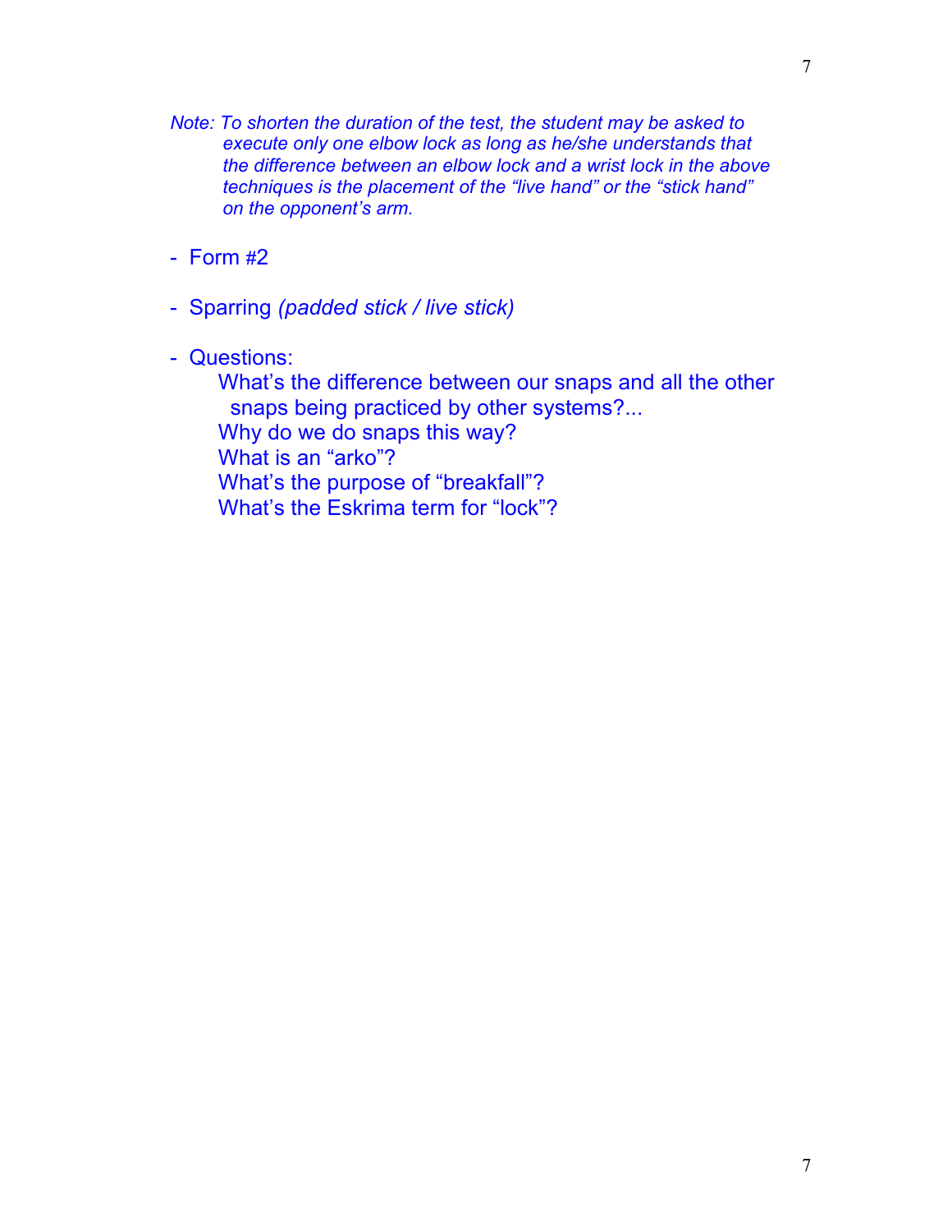*Note: To shorten the duration of the test, the student may be asked to execute only one elbow lock as long as he/she understands that the difference between an elbow lock and a wrist lock in the above techniques is the placement of the "live hand" or the "stick hand" on the opponent's arm.*

- Form #2

- Sparring *(padded stick / live stick)*

- Questions:

  What's the difference between our snaps and all the other snaps being practiced by other systems?...
  Why do we do snaps this way?
  What is an "arko"?
  What's the purpose of "breakfall"?
  What's the Eskrima term for "lock"?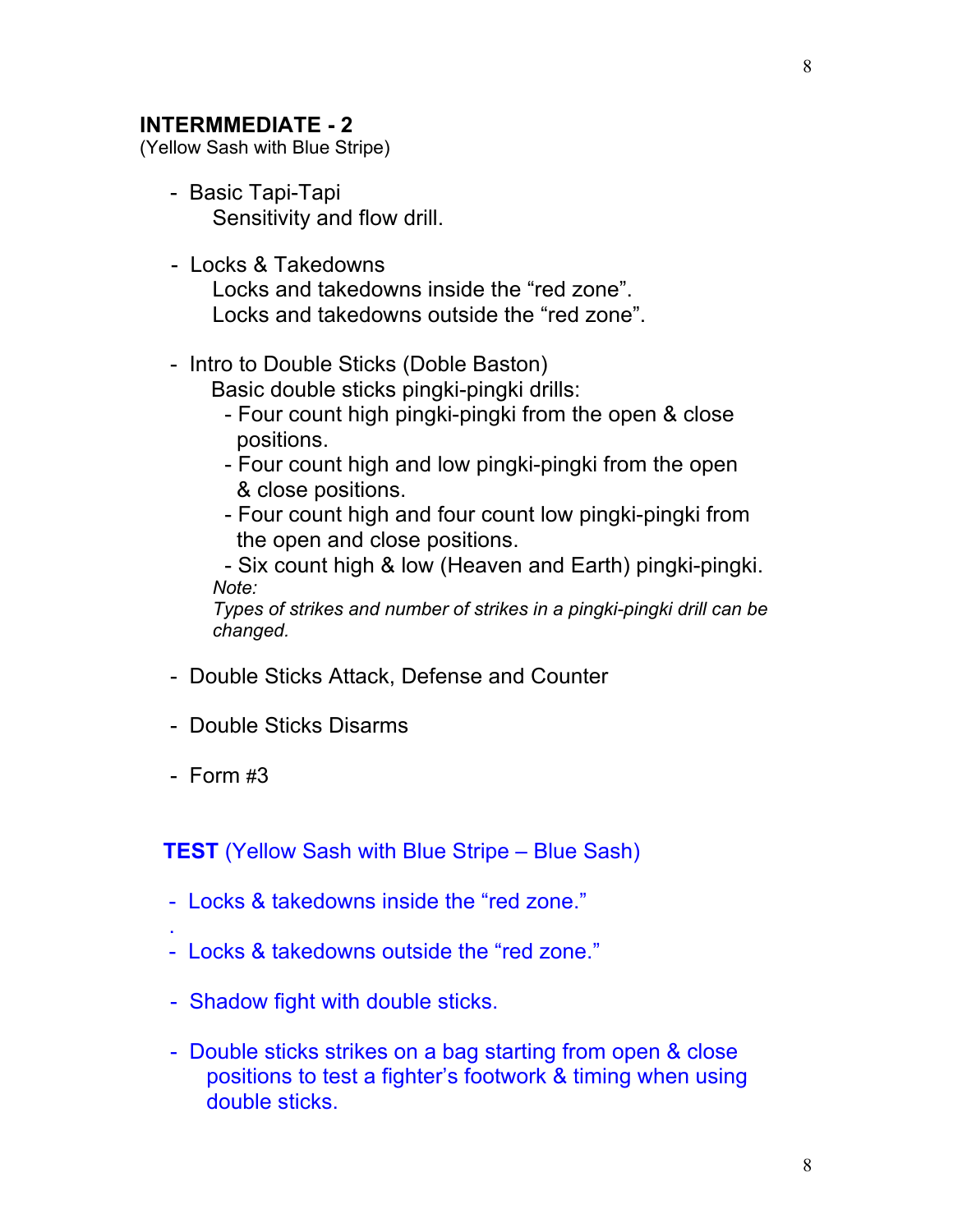## INTERMMEDIATE - 2
(Yellow Sash with Blue Stripe)

- Basic Tapi-Tapi
  Sensitivity and flow drill.

- Locks & Takedowns
  Locks and takedowns inside the "red zone".
  Locks and takedowns outside the "red zone".

- Intro to Double Sticks (Doble Baston)
  Basic double sticks pingki-pingki drills:
  - Four count high pingki-pingki from the open & close positions.
  - Four count high and low pingki-pingki from the open & close positions.
  - Four count high and four count low pingki-pingki from the open and close positions.
  - Six count high & low (Heaven and Earth) pingki-pingki.

  *Note:*
  *Types of strikes and number of strikes in a pingki-pingki drill can be changed.*

- Double Sticks Attack, Defense and Counter

- Double Sticks Disarms

- Form #3

**TEST** (Yellow Sash with Blue Stripe – Blue Sash)

- Locks & takedowns inside the "red zone."
- Locks & takedowns outside the "red zone."
- Shadow fight with double sticks.
- Double sticks strikes on a bag starting from open & close positions to test a fighter's footwork & timing when using double sticks.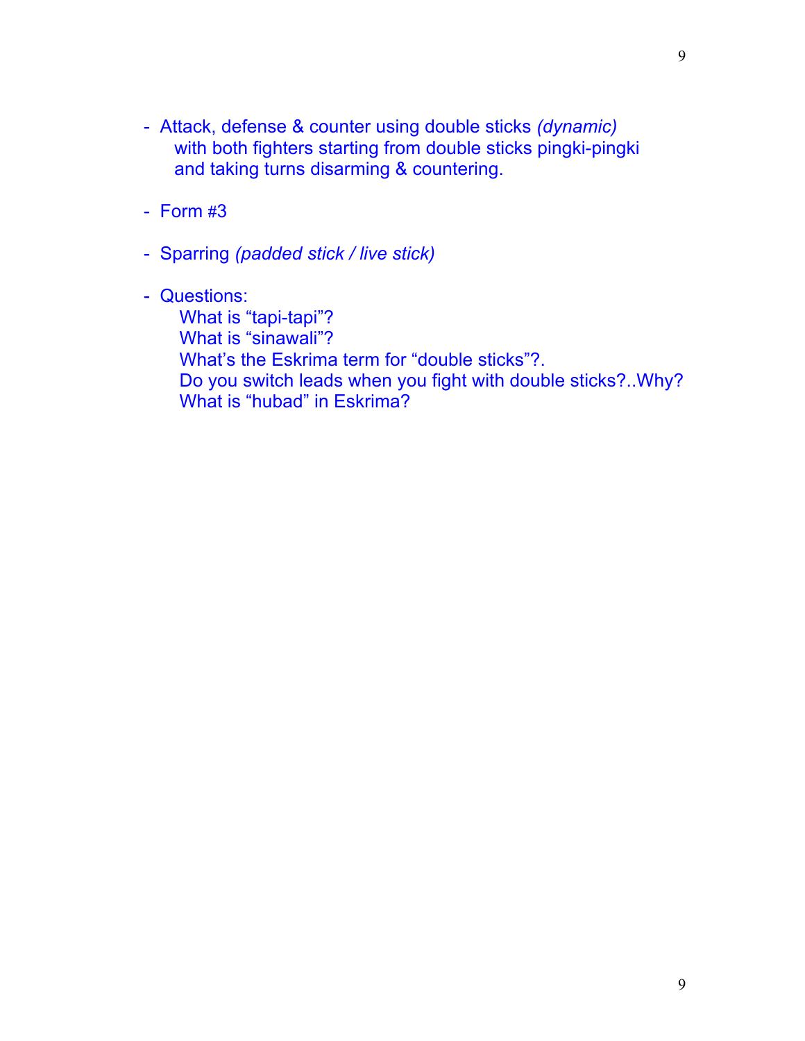- Attack, defense & counter using double sticks *(dynamic)* with both fighters starting from double sticks pingki-pingki and taking turns disarming & countering.

- Form #3

- Sparring *(padded stick / live stick)*

- Questions:
  - What is “tapi-tapi”?
  - What is “sinawali”?
  - What’s the Eskrima term for “double sticks”?.
  - Do you switch leads when you fight with double sticks?..Why?
  - What is “hubad” in Eskrima?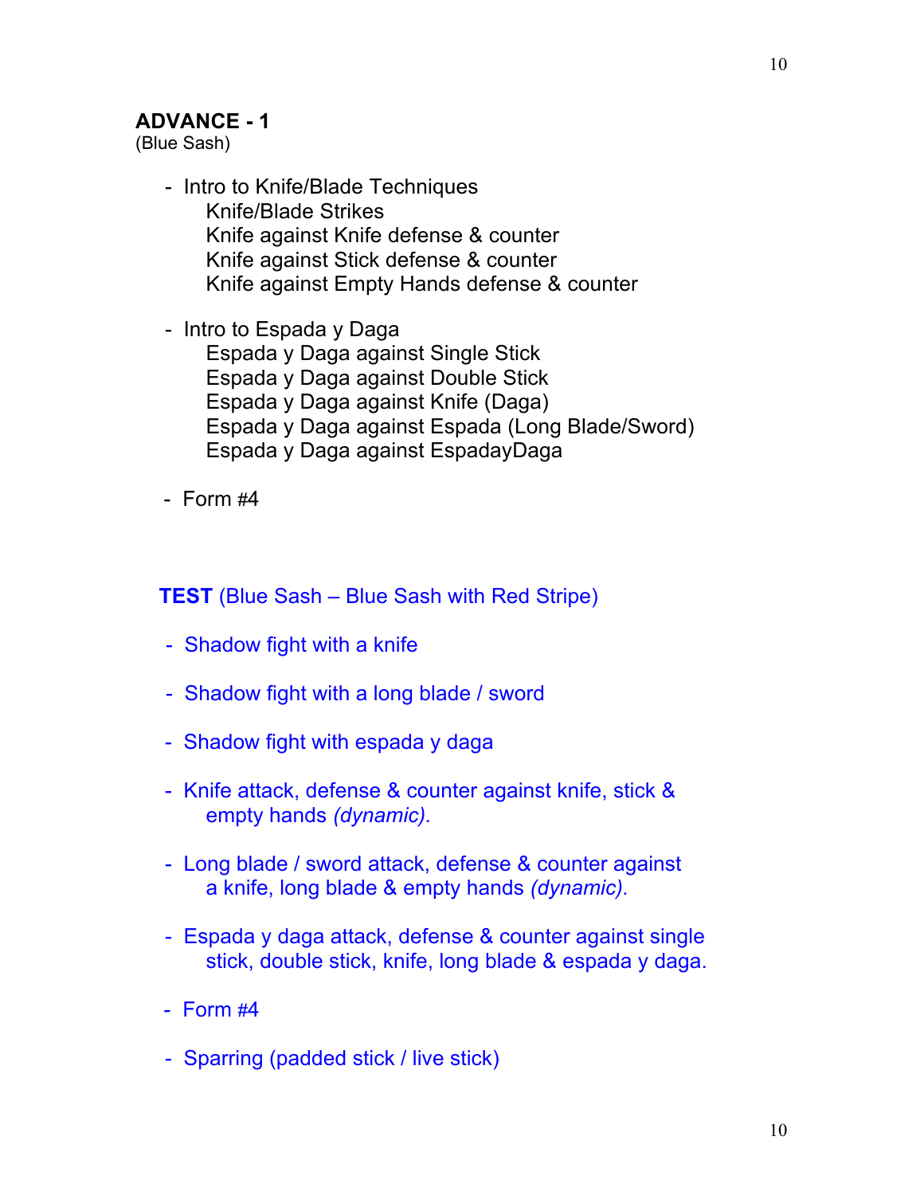**ADVANCE - 1**
(Blue Sash)

- Intro to Knife/Blade Techniques
  - Knife/Blade Strikes
  - Knife against Knife defense & counter
  - Knife against Stick defense & counter
  - Knife against Empty Hands defense & counter

- Intro to Espada y Daga
  - Espada y Daga against Single Stick
  - Espada y Daga against Double Stick
  - Espada y Daga against Knife (Daga)
  - Espada y Daga against Espada (Long Blade/Sword)
  - Espada y Daga against EspadayDaga

- Form #4

**TEST** (Blue Sash – Blue Sash with Red Stripe)

- Shadow fight with a knife

- Shadow fight with a long blade / sword

- Shadow fight with espada y daga

- Knife attack, defense & counter against knife, stick & empty hands *(dynamic).*

- Long blade / sword attack, defense & counter against a knife, long blade & empty hands *(dynamic).*

- Espada y daga attack, defense & counter against single stick, double stick, knife, long blade & espada y daga.

- Form #4

- Sparring (padded stick / live stick)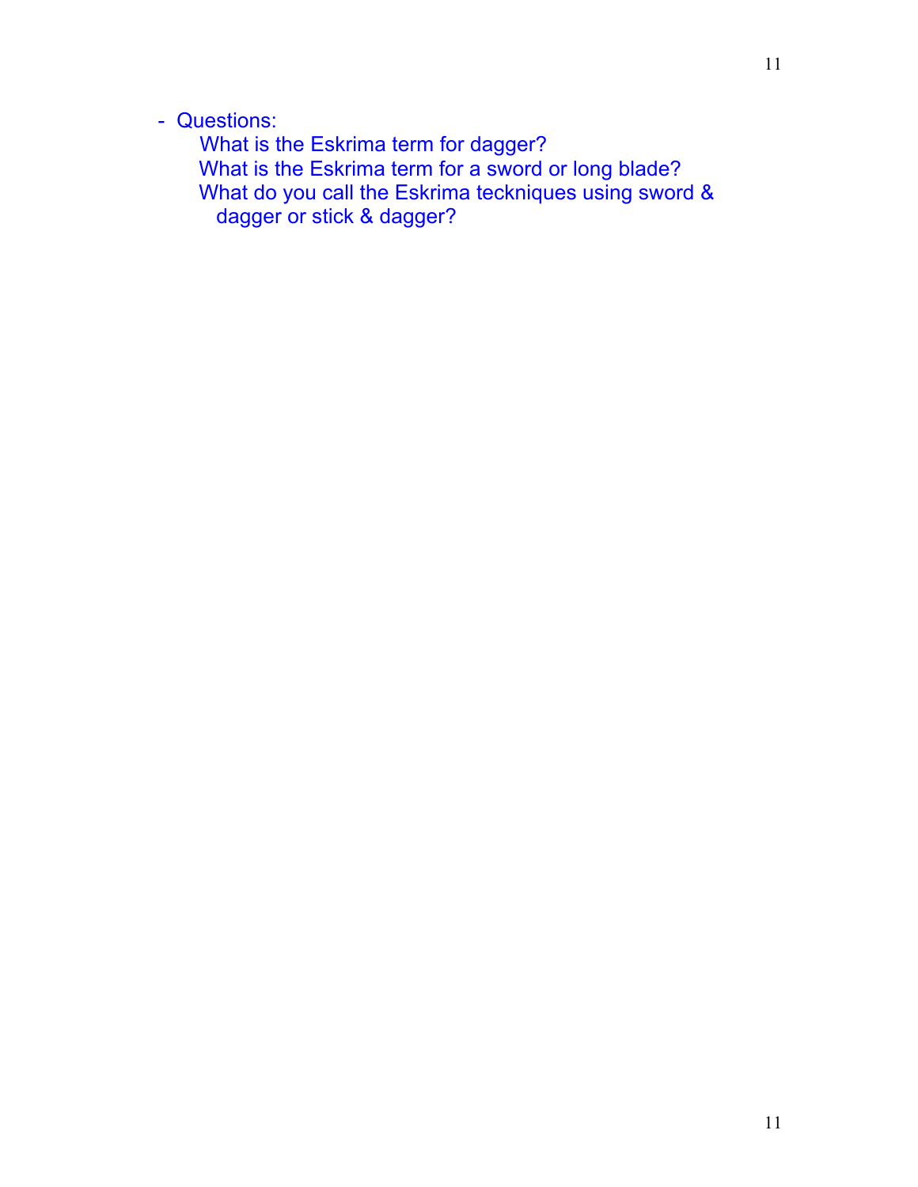- Questions:
    What is the Eskrima term for dagger?
    What is the Eskrima term for a sword or long blade?
    What do you call the Eskrima tecKniques using sword & dagger or stick & dagger?

- Questions:
    What is the Eskrima term for dagger?
    What is the Eskrima term for a sword or long blade?
    What do you call the Eskrima teckniques using sword & dagger or stick & dagger?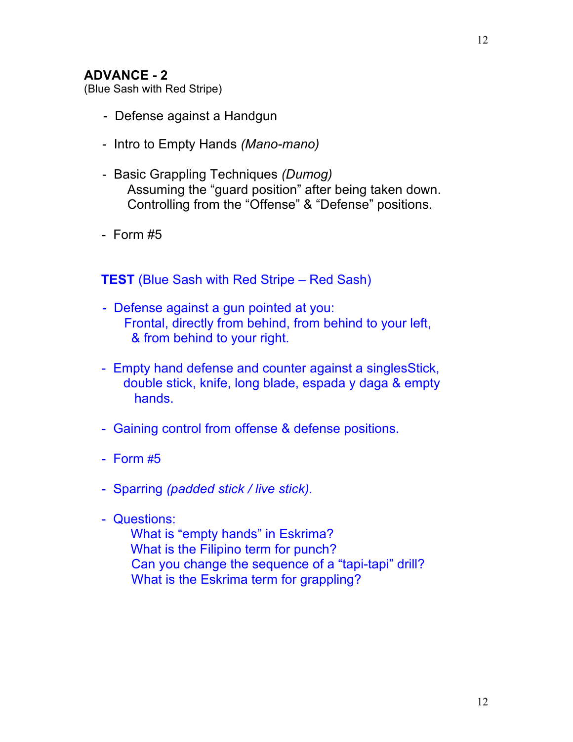## ADVANCE - 2

(Blue Sash with Red Stripe)

- Defense against a Handgun
- Intro to Empty Hands *(Mano-mano)*
- Basic Grappling Techniques *(Dumog)*
  Assuming the "guard position" after being taken down.
  Controlling from the "Offense" & "Defense" positions.
- Form #5

### **TEST** (Blue Sash with Red Stripe – Red Sash)

- Defense against a gun pointed at you:
  Frontal, directly from behind, from behind to your left,
  & from behind to your right.
- Empty hand defense and counter against a singlesStick, double stick, knife, long blade, espada y daga & empty hands.
- Gaining control from offense & defense positions.
- Form #5
- Sparring *(padded stick / live stick).*
- Questions:
  What is "empty hands" in Eskrima?
  What is the Filipino term for punch?
  Can you change the sequence of a "tapi-tapi" drill?
  What is the Eskrima term for grappling?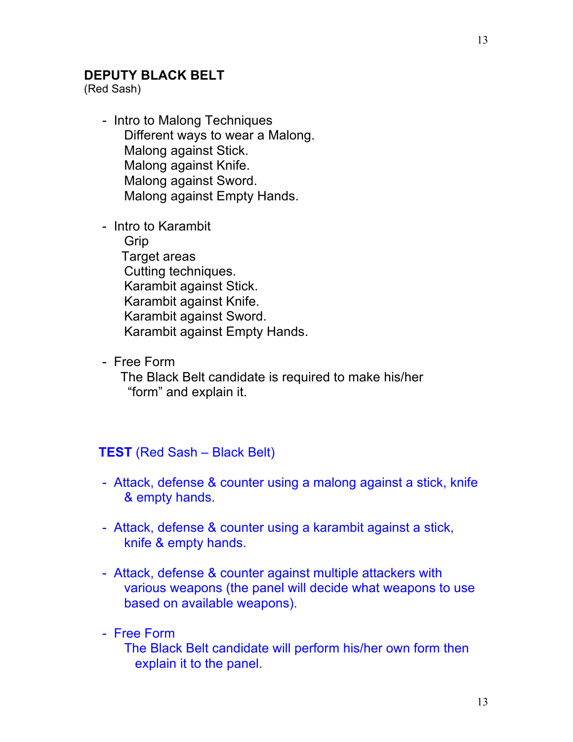## DEPUTY BLACK BELT

(Red Sash)

- Intro to Malong Techniques
  - Different ways to wear a Malong.
  - Malong against Stick.
  - Malong against Knife.
  - Malong against Sword.
  - Malong against Empty Hands.

- Intro to Karambit
  - Grip
  - Target areas
  - Cutting techniques.
  - Karambit against Stick.
  - Karambit against Knife.
  - Karambit against Sword.
  - Karambit against Empty Hands.

- Free Form
  The Black Belt candidate is required to make his/her "form" and explain it.

**TEST** (Red Sash – Black Belt)

- Attack, defense & counter using a malong against a stick, knife & empty hands.

- Attack, defense & counter using a karambit against a stick, knife & empty hands.

- Attack, defense & counter against multiple attackers with various weapons (the panel will decide what weapons to use based on available weapons).

- Free Form
  The Black Belt candidate will perform his/her own form then explain it to the panel.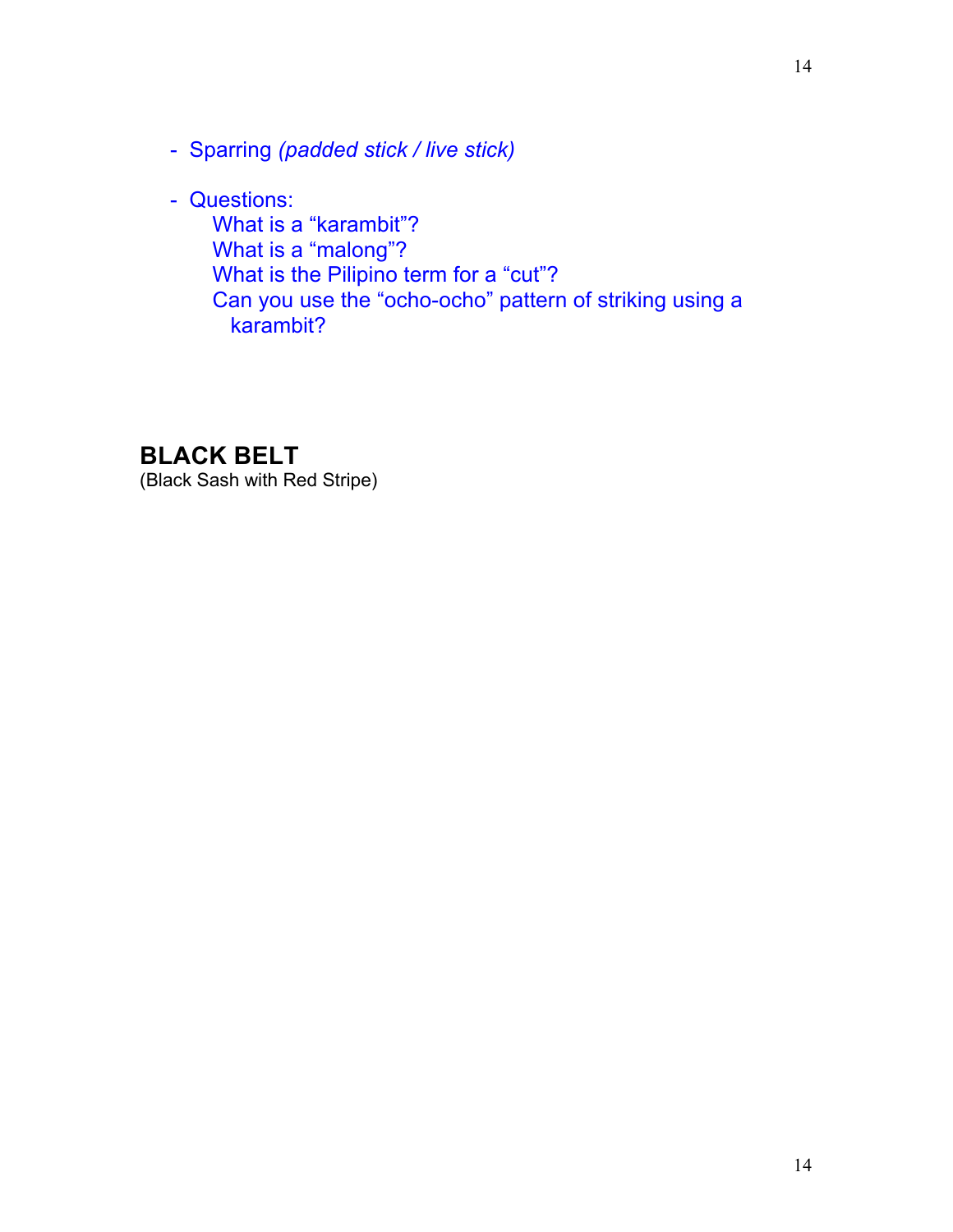- Sparring *(padded stick / live stick)*

- Questions:
  - What is a “karambit”?
  - What is a “malong”?
  - What is the Pilipino term for a “cut”?
  - Can you use the “ocho-ocho” pattern of striking using a karambit?

## BLACK BELT

(Black Sash with Red Stripe)